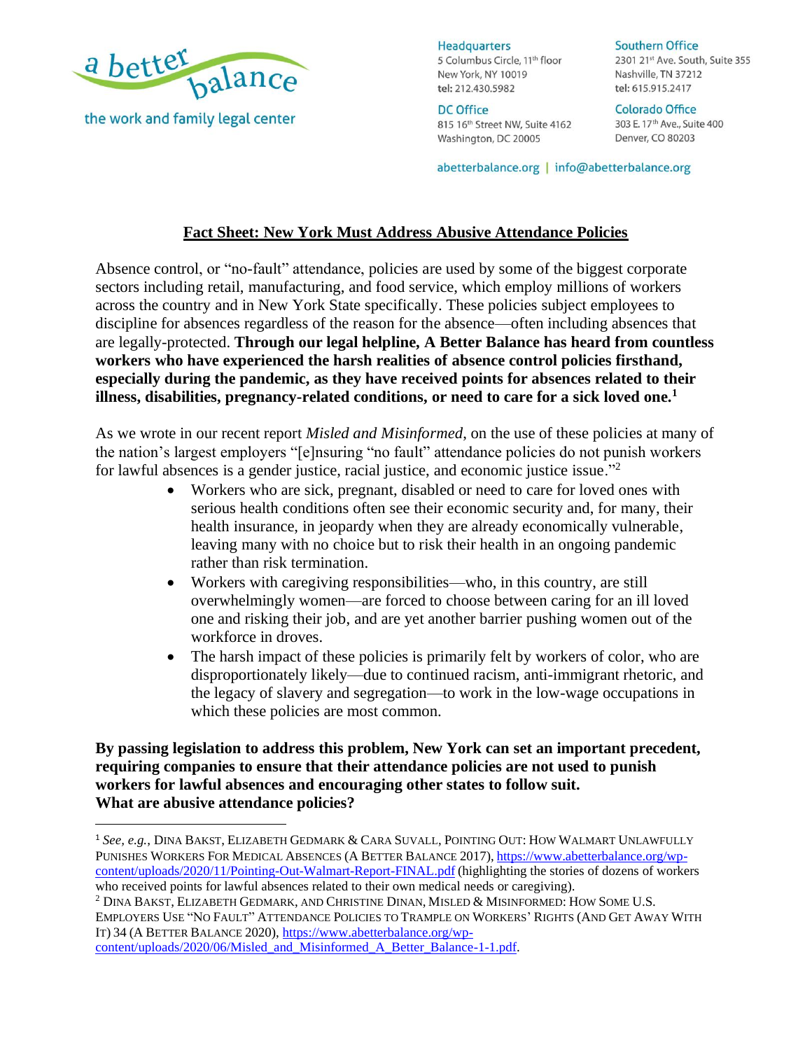a better balance

the work and family legal center

**Headquarters**
5 Columbus Circle, 11th floor
New York, NY 10019
tel: 212.430.5982

**Southern Office**
2301 21st Ave. South, Suite 355
Nashville, TN 37212
tel: 615.915.2417

**DC Office**
815 16th Street NW, Suite 4162
Washington, DC 20005

**Colorado Office**
303 E. 17th Ave., Suite 400
Denver, CO 80203

abetterbalance.org | info@abetterbalance.org

## Fact Sheet: New York Must Address Abusive Attendance Policies

Absence control, or "no-fault" attendance, policies are used by some of the biggest corporate sectors including retail, manufacturing, and food service, which employ millions of workers across the country and in New York State specifically. These policies subject employees to discipline for absences regardless of the reason for the absence—often including absences that are legally-protected. **Through our legal helpline, A Better Balance has heard from countless workers who have experienced the harsh realities of absence control policies firsthand, especially during the pandemic, as they have received points for absences related to their illness, disabilities, pregnancy-related conditions, or need to care for a sick loved one.**[1]

As we wrote in our recent report *Misled and Misinformed*, on the use of these policies at many of the nation's largest employers "[e]nsuring "no fault" attendance policies do not punish workers for lawful absences is a gender justice, racial justice, and economic justice issue."[2]

- Workers who are sick, pregnant, disabled or need to care for loved ones with serious health conditions often see their economic security and, for many, their health insurance, in jeopardy when they are already economically vulnerable, leaving many with no choice but to risk their health in an ongoing pandemic rather than risk termination.
- Workers with caregiving responsibilities—who, in this country, are still overwhelmingly women—are forced to choose between caring for an ill loved one and risking their job, and are yet another barrier pushing women out of the workforce in droves.
- The harsh impact of these policies is primarily felt by workers of color, who are disproportionately likely—due to continued racism, anti-immigrant rhetoric, and the legacy of slavery and segregation—to work in the low-wage occupations in which these policies are most common.

**By passing legislation to address this problem, New York can set an important precedent, requiring companies to ensure that their attendance policies are not used to punish workers for lawful absences and encouraging other states to follow suit.**

**What are abusive attendance policies?**

---

[1] *See, e.g.*, DINA BAKST, ELIZABETH GEDMARK & CARA SUVALL, POINTING OUT: HOW WALMART UNLAWFULLY PUNISHES WORKERS FOR MEDICAL ABSENCES (A BETTER BALANCE 2017), https://www.abetterbalance.org/wp-content/uploads/2020/11/Pointing-Out-Walmart-Report-FINAL.pdf (highlighting the stories of dozens of workers who received points for lawful absences related to their own medical needs or caregiving).

[2] DINA BAKST, ELIZABETH GEDMARK, AND CHRISTINE DINAN, MISLED & MISINFORMED: HOW SOME U.S. EMPLOYERS USE "NO FAULT" ATTENDANCE POLICIES TO TRAMPLE ON WORKERS' RIGHTS (AND GET AWAY WITH IT) 34 (A BETTER BALANCE 2020), https://www.abetterbalance.org/wp-content/uploads/2020/06/Misled_and_Misinformed_A_Better_Balance-1-1.pdf.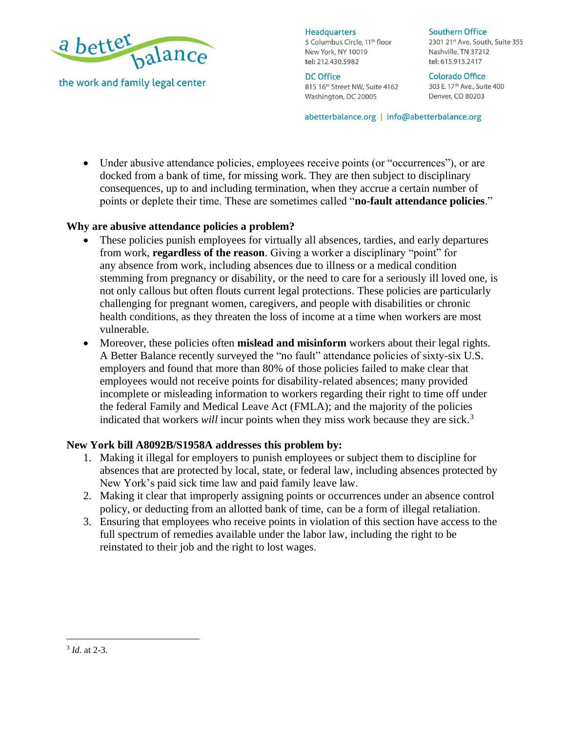- Under abusive attendance policies, employees receive points (or "occurrences"), or are docked from a bank of time, for missing work. They are then subject to disciplinary consequences, up to and including termination, when they accrue a certain number of points or deplete their time. These are sometimes called "**no-fault attendance policies**."

### Why are abusive attendance policies a problem?

- These policies punish employees for virtually all absences, tardies, and early departures from work, **regardless of the reason**. Giving a worker a disciplinary "point" for any absence from work, including absences due to illness or a medical condition stemming from pregnancy or disability, or the need to care for a seriously ill loved one, is not only callous but often flouts current legal protections. These policies are particularly challenging for pregnant women, caregivers, and people with disabilities or chronic health conditions, as they threaten the loss of income at a time when workers are most vulnerable.
- Moreover, these policies often **mislead and misinform** workers about their legal rights. A Better Balance recently surveyed the "no fault" attendance policies of sixty-six U.S. employers and found that more than 80% of those policies failed to make clear that employees would not receive points for disability-related absences; many provided incomplete or misleading information to workers regarding their right to time off under the federal Family and Medical Leave Act (FMLA); and the majority of the policies indicated that workers *will* incur points when they miss work because they are sick.[3]

### New York bill A8092B/S1958A addresses this problem by:

1. Making it illegal for employers to punish employees or subject them to discipline for absences that are protected by local, state, or federal law, including absences protected by New York's paid sick time law and paid family leave law.
2. Making it clear that improperly assigning points or occurrences under an absence control policy, or deducting from an allotted bank of time, can be a form of illegal retaliation.
3. Ensuring that employees who receive points in violation of this section have access to the full spectrum of remedies available under the labor law, including the right to be reinstated to their job and the right to lost wages.

---

[3] *Id.* at 2-3.